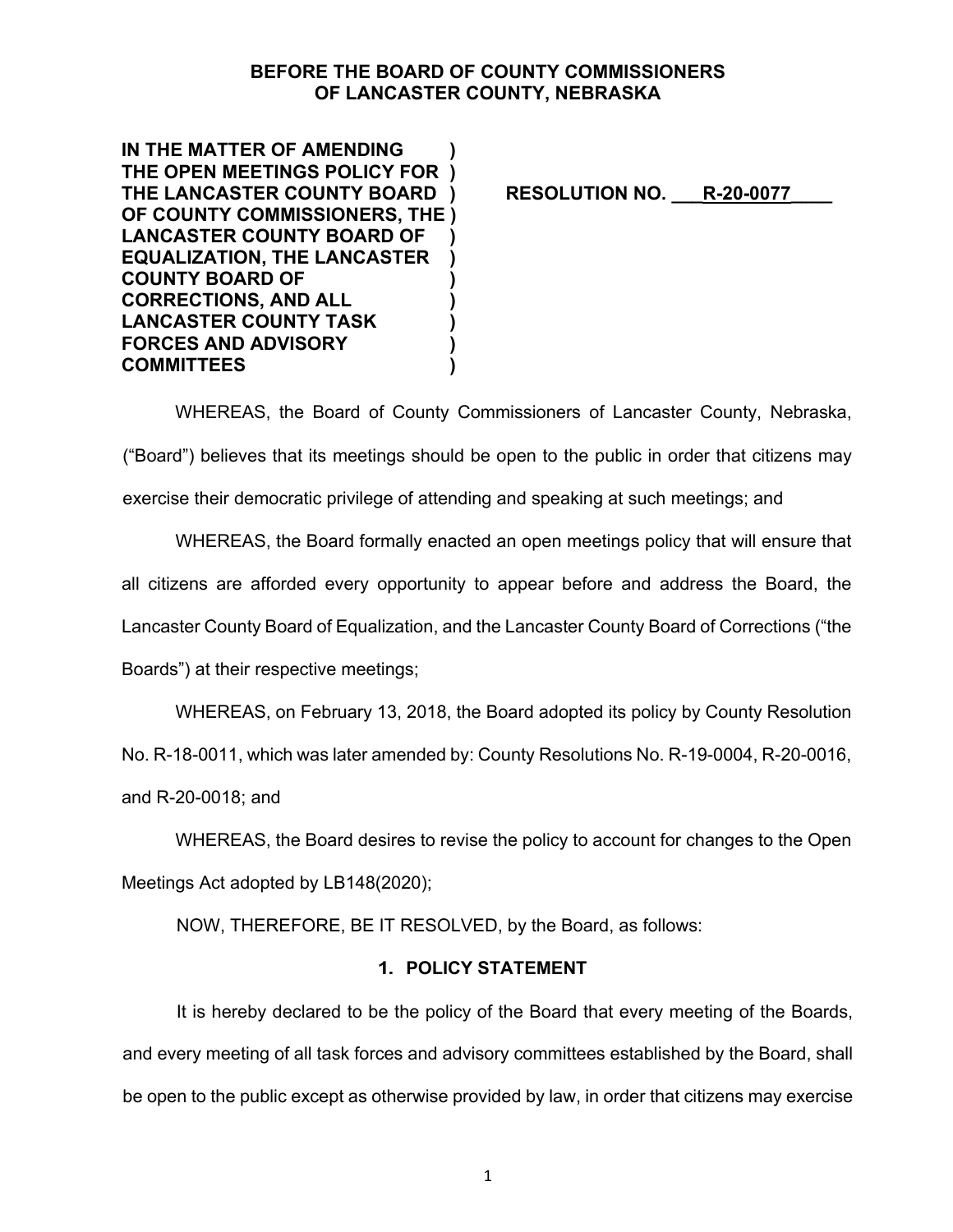**BEFORE THE BOARD OF COUNTY COMMISSIONERS OF LANCASTER COUNTY, NEBRASKA**

**IN THE MATTER OF AMENDING THE OPEN MEETINGS POLICY FOR THE LANCASTER COUNTY BOARD OF COUNTY COMMISSIONERS, THE LANCASTER COUNTY BOARD OF EQUALIZATION, THE LANCASTER COUNTY BOARD OF CORRECTIONS, AND ALL LANCASTER COUNTY TASK FORCES AND ADVISORY COMMITTEES**

**RESOLUTION NO. R-20-0077**

WHEREAS, the Board of County Commissioners of Lancaster County, Nebraska, ("Board") believes that its meetings should be open to the public in order that citizens may exercise their democratic privilege of attending and speaking at such meetings; and

WHEREAS, the Board formally enacted an open meetings policy that will ensure that all citizens are afforded every opportunity to appear before and address the Board, the Lancaster County Board of Equalization, and the Lancaster County Board of Corrections ("the Boards") at their respective meetings;

WHEREAS, on February 13, 2018, the Board adopted its policy by County Resolution No. R-18-0011, which was later amended by: County Resolutions No. R-19-0004, R-20-0016, and R-20-0018; and

WHEREAS, the Board desires to revise the policy to account for changes to the Open Meetings Act adopted by LB148(2020);

NOW, THEREFORE, BE IT RESOLVED, by the Board, as follows:

## 1. POLICY STATEMENT

It is hereby declared to be the policy of the Board that every meeting of the Boards, and every meeting of all task forces and advisory committees established by the Board, shall be open to the public except as otherwise provided by law, in order that citizens may exercise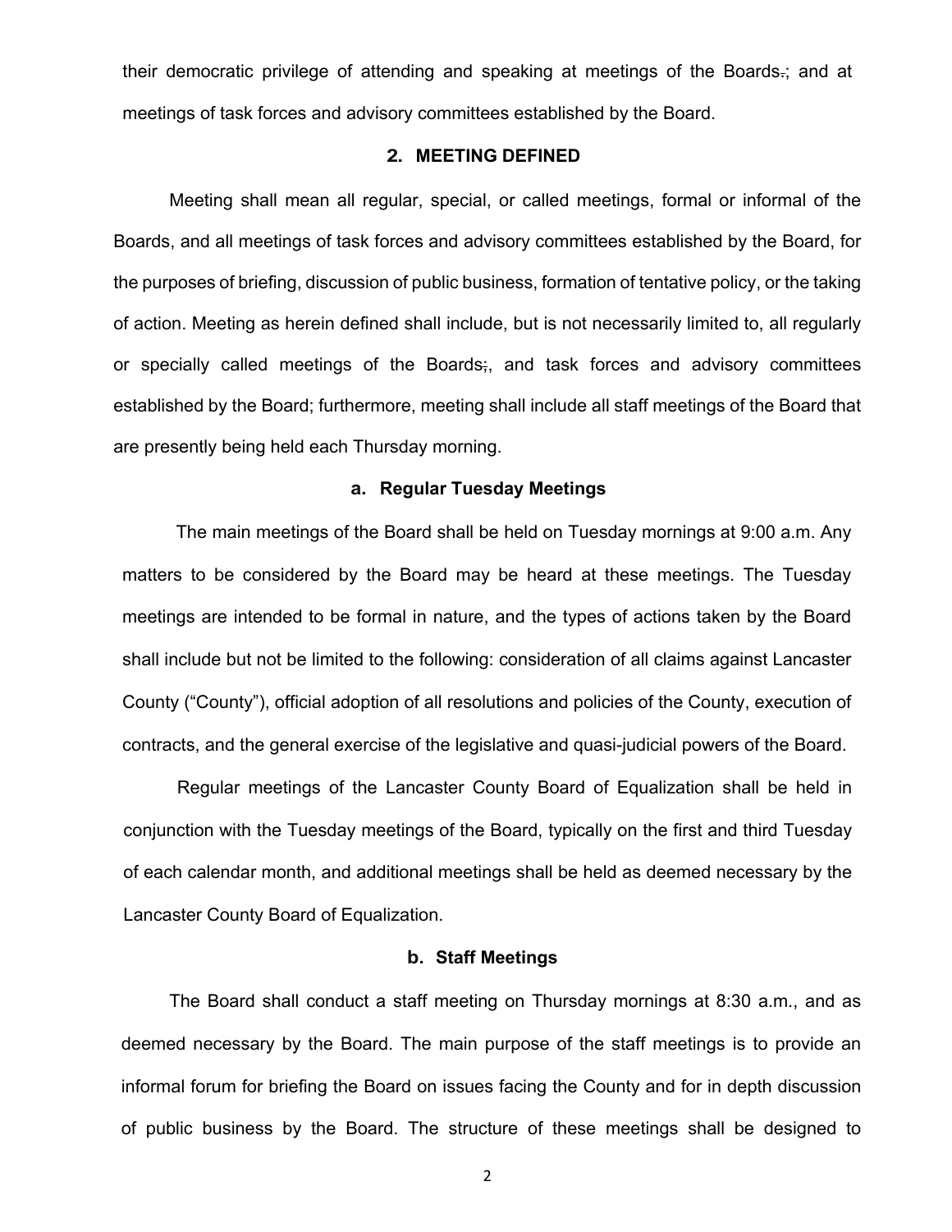their democratic privilege of attending and speaking at meetings of the Boards.; and at meetings of task forces and advisory committees established by the Board.

## 2. MEETING DEFINED

Meeting shall mean all regular, special, or called meetings, formal or informal of the Boards, and all meetings of task forces and advisory committees established by the Board, for the purposes of briefing, discussion of public business, formation of tentative policy, or the taking of action. Meeting as herein defined shall include, but is not necessarily limited to, all regularly or specially called meetings of the Boards;, and task forces and advisory committees established by the Board; furthermore, meeting shall include all staff meetings of the Board that are presently being held each Thursday morning.

### a. Regular Tuesday Meetings

The main meetings of the Board shall be held on Tuesday mornings at 9:00 a.m. Any matters to be considered by the Board may be heard at these meetings. The Tuesday meetings are intended to be formal in nature, and the types of actions taken by the Board shall include but not be limited to the following: consideration of all claims against Lancaster County ("County"), official adoption of all resolutions and policies of the County, execution of contracts, and the general exercise of the legislative and quasi-judicial powers of the Board.

Regular meetings of the Lancaster County Board of Equalization shall be held in conjunction with the Tuesday meetings of the Board, typically on the first and third Tuesday of each calendar month, and additional meetings shall be held as deemed necessary by the Lancaster County Board of Equalization.

### b. Staff Meetings

The Board shall conduct a staff meeting on Thursday mornings at 8:30 a.m., and as deemed necessary by the Board. The main purpose of the staff meetings is to provide an informal forum for briefing the Board on issues facing the County and for in depth discussion of public business by the Board. The structure of these meetings shall be designed to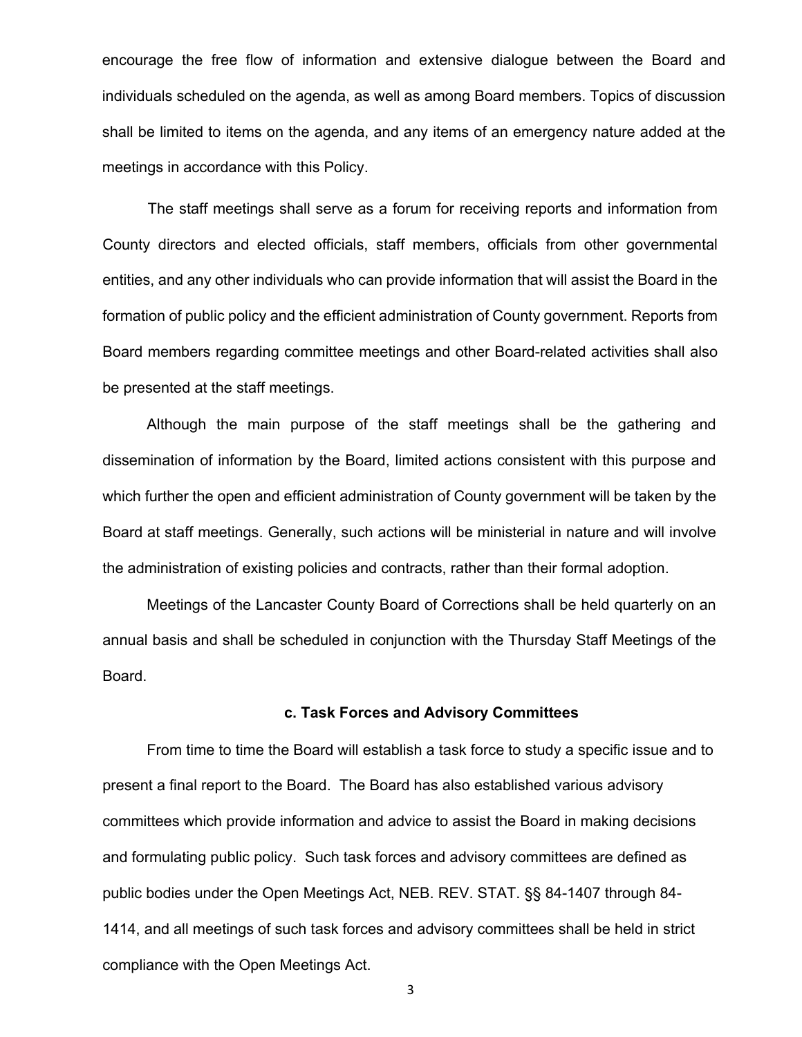encourage the free flow of information and extensive dialogue between the Board and individuals scheduled on the agenda, as well as among Board members. Topics of discussion shall be limited to items on the agenda, and any items of an emergency nature added at the meetings in accordance with this Policy.

The staff meetings shall serve as a forum for receiving reports and information from County directors and elected officials, staff members, officials from other governmental entities, and any other individuals who can provide information that will assist the Board in the formation of public policy and the efficient administration of County government. Reports from Board members regarding committee meetings and other Board-related activities shall also be presented at the staff meetings.

Although the main purpose of the staff meetings shall be the gathering and dissemination of information by the Board, limited actions consistent with this purpose and which further the open and efficient administration of County government will be taken by the Board at staff meetings. Generally, such actions will be ministerial in nature and will involve the administration of existing policies and contracts, rather than their formal adoption.

Meetings of the Lancaster County Board of Corrections shall be held quarterly on an annual basis and shall be scheduled in conjunction with the Thursday Staff Meetings of the Board.

### c. Task Forces and Advisory Committees

From time to time the Board will establish a task force to study a specific issue and to present a final report to the Board. The Board has also established various advisory committees which provide information and advice to assist the Board in making decisions and formulating public policy. Such task forces and advisory committees are defined as public bodies under the Open Meetings Act, NEB. REV. STAT. §§ 84-1407 through 84-1414, and all meetings of such task forces and advisory committees shall be held in strict compliance with the Open Meetings Act.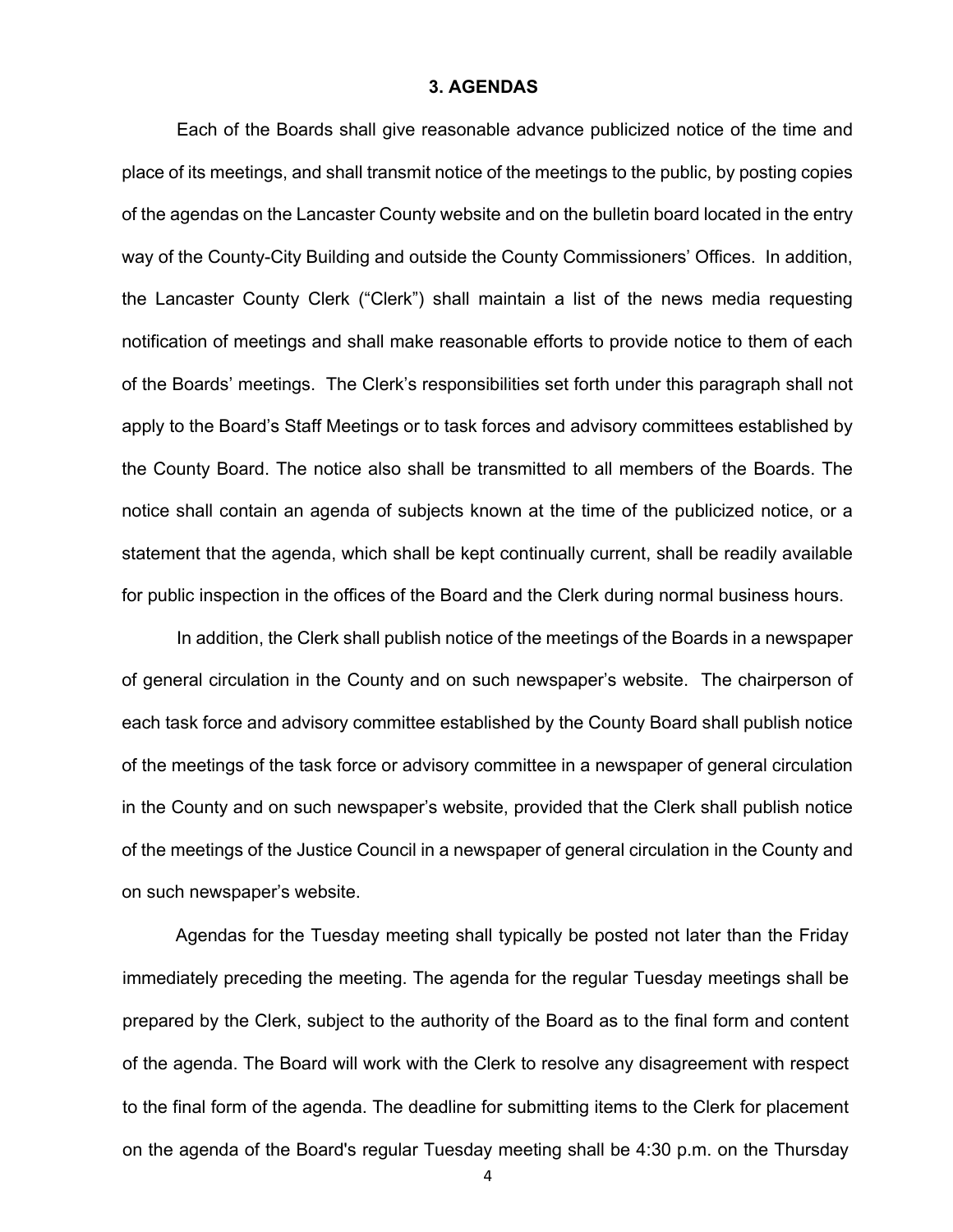## 3. AGENDAS

Each of the Boards shall give reasonable advance publicized notice of the time and place of its meetings, and shall transmit notice of the meetings to the public, by posting copies of the agendas on the Lancaster County website and on the bulletin board located in the entry way of the County-City Building and outside the County Commissioners' Offices. In addition, the Lancaster County Clerk ("Clerk") shall maintain a list of the news media requesting notification of meetings and shall make reasonable efforts to provide notice to them of each of the Boards' meetings. The Clerk's responsibilities set forth under this paragraph shall not apply to the Board's Staff Meetings or to task forces and advisory committees established by the County Board. The notice also shall be transmitted to all members of the Boards. The notice shall contain an agenda of subjects known at the time of the publicized notice, or a statement that the agenda, which shall be kept continually current, shall be readily available for public inspection in the offices of the Board and the Clerk during normal business hours.

In addition, the Clerk shall publish notice of the meetings of the Boards in a newspaper of general circulation in the County and on such newspaper's website. The chairperson of each task force and advisory committee established by the County Board shall publish notice of the meetings of the task force or advisory committee in a newspaper of general circulation in the County and on such newspaper's website, provided that the Clerk shall publish notice of the meetings of the Justice Council in a newspaper of general circulation in the County and on such newspaper's website.

Agendas for the Tuesday meeting shall typically be posted not later than the Friday immediately preceding the meeting. The agenda for the regular Tuesday meetings shall be prepared by the Clerk, subject to the authority of the Board as to the final form and content of the agenda. The Board will work with the Clerk to resolve any disagreement with respect to the final form of the agenda. The deadline for submitting items to the Clerk for placement on the agenda of the Board's regular Tuesday meeting shall be 4:30 p.m. on the Thursday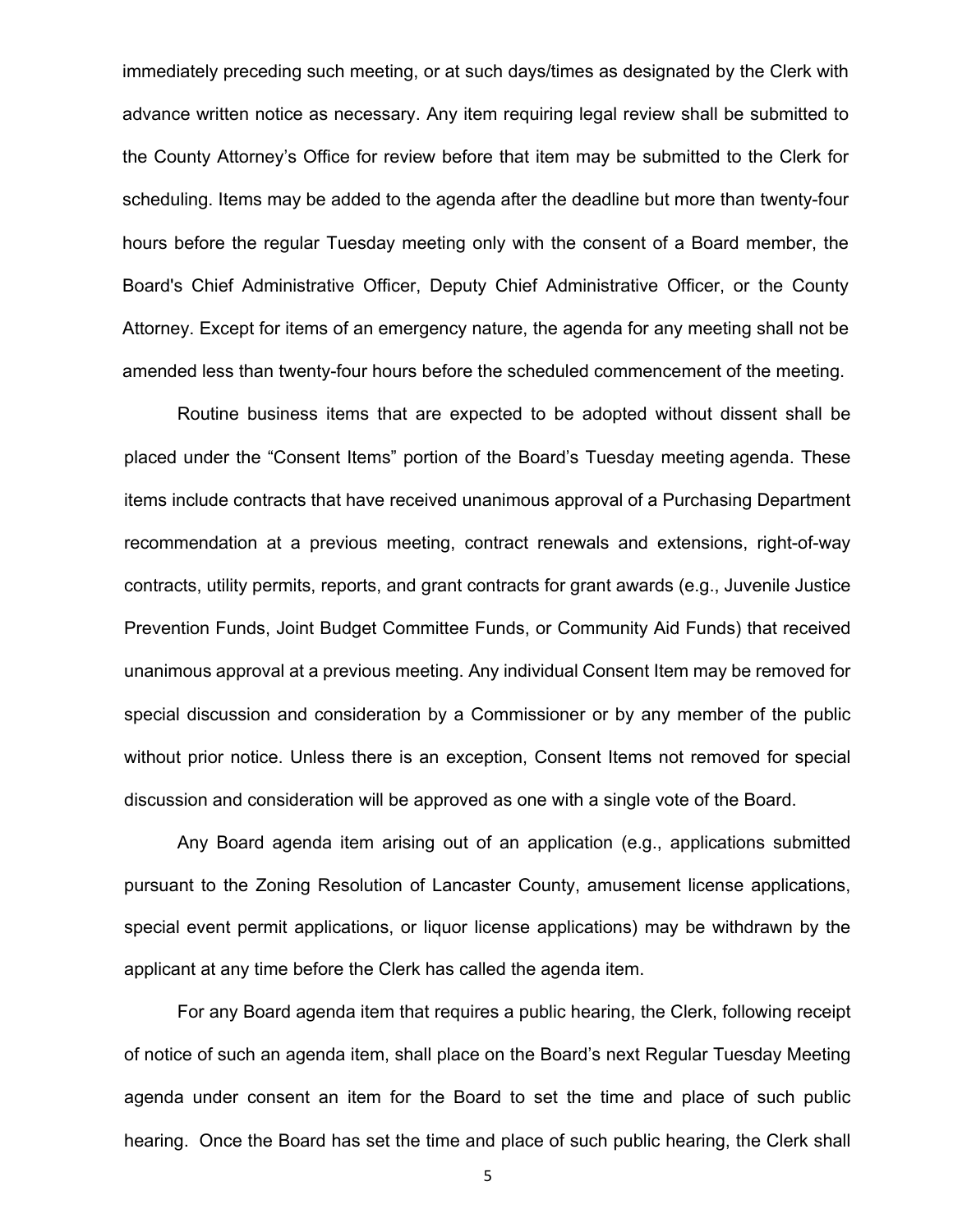immediately preceding such meeting, or at such days/times as designated by the Clerk with advance written notice as necessary. Any item requiring legal review shall be submitted to the County Attorney's Office for review before that item may be submitted to the Clerk for scheduling. Items may be added to the agenda after the deadline but more than twenty-four hours before the regular Tuesday meeting only with the consent of a Board member, the Board's Chief Administrative Officer, Deputy Chief Administrative Officer, or the County Attorney. Except for items of an emergency nature, the agenda for any meeting shall not be amended less than twenty-four hours before the scheduled commencement of the meeting.

Routine business items that are expected to be adopted without dissent shall be placed under the "Consent Items" portion of the Board's Tuesday meeting agenda. These items include contracts that have received unanimous approval of a Purchasing Department recommendation at a previous meeting, contract renewals and extensions, right-of-way contracts, utility permits, reports, and grant contracts for grant awards (e.g., Juvenile Justice Prevention Funds, Joint Budget Committee Funds, or Community Aid Funds) that received unanimous approval at a previous meeting. Any individual Consent Item may be removed for special discussion and consideration by a Commissioner or by any member of the public without prior notice. Unless there is an exception, Consent Items not removed for special discussion and consideration will be approved as one with a single vote of the Board.

Any Board agenda item arising out of an application (e.g., applications submitted pursuant to the Zoning Resolution of Lancaster County, amusement license applications, special event permit applications, or liquor license applications) may be withdrawn by the applicant at any time before the Clerk has called the agenda item.

For any Board agenda item that requires a public hearing, the Clerk, following receipt of notice of such an agenda item, shall place on the Board's next Regular Tuesday Meeting agenda under consent an item for the Board to set the time and place of such public hearing. Once the Board has set the time and place of such public hearing, the Clerk shall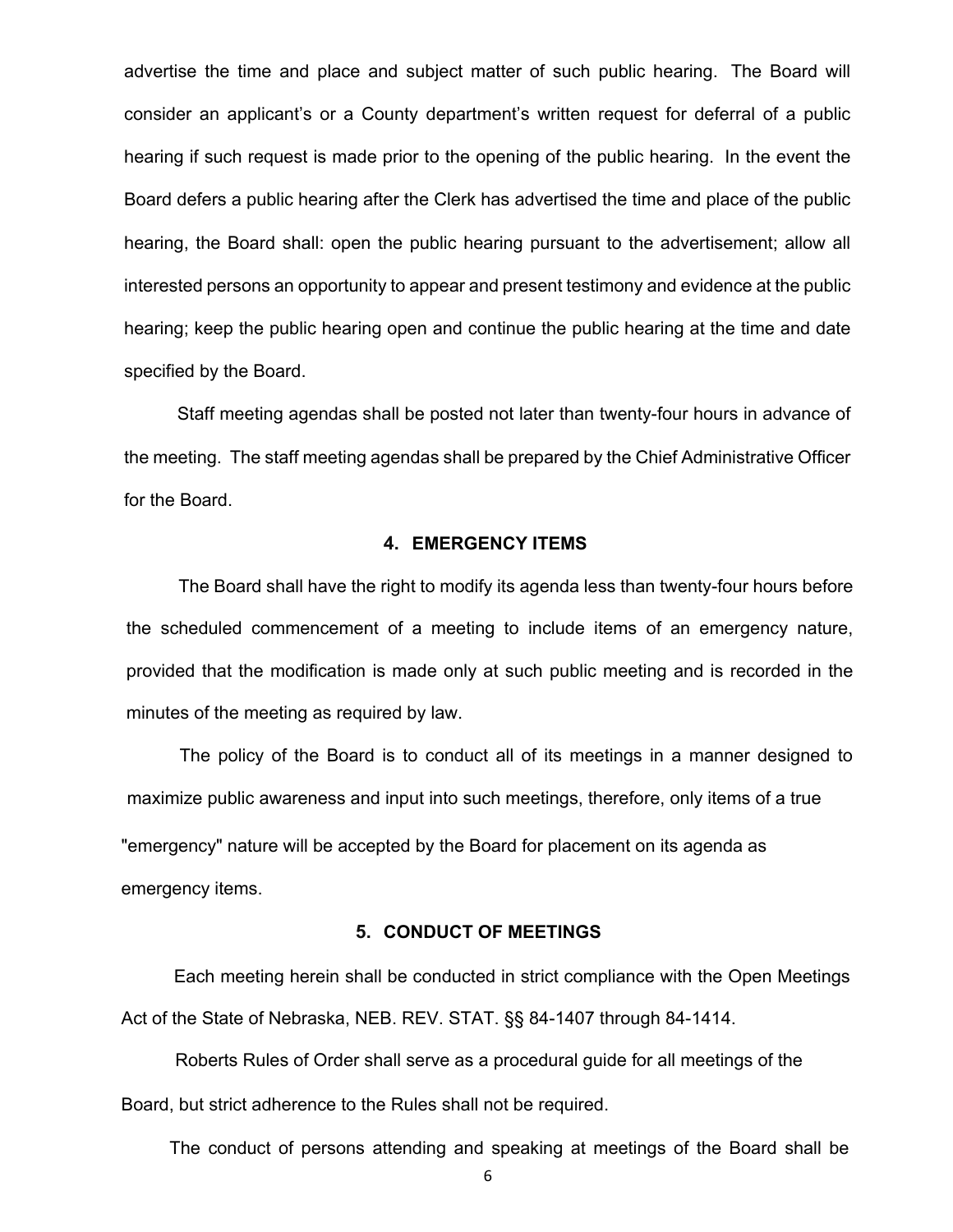advertise the time and place and subject matter of such public hearing. The Board will consider an applicant's or a County department's written request for deferral of a public hearing if such request is made prior to the opening of the public hearing. In the event the Board defers a public hearing after the Clerk has advertised the time and place of the public hearing, the Board shall: open the public hearing pursuant to the advertisement; allow all interested persons an opportunity to appear and present testimony and evidence at the public hearing; keep the public hearing open and continue the public hearing at the time and date specified by the Board.

Staff meeting agendas shall be posted not later than twenty-four hours in advance of the meeting. The staff meeting agendas shall be prepared by the Chief Administrative Officer for the Board.

## 4. EMERGENCY ITEMS

The Board shall have the right to modify its agenda less than twenty-four hours before the scheduled commencement of a meeting to include items of an emergency nature, provided that the modification is made only at such public meeting and is recorded in the minutes of the meeting as required by law.

The policy of the Board is to conduct all of its meetings in a manner designed to maximize public awareness and input into such meetings, therefore, only items of a true "emergency" nature will be accepted by the Board for placement on its agenda as emergency items.

## 5. CONDUCT OF MEETINGS

Each meeting herein shall be conducted in strict compliance with the Open Meetings Act of the State of Nebraska, NEB. REV. STAT. §§ 84-1407 through 84-1414.

Roberts Rules of Order shall serve as a procedural guide for all meetings of the Board, but strict adherence to the Rules shall not be required.

The conduct of persons attending and speaking at meetings of the Board shall be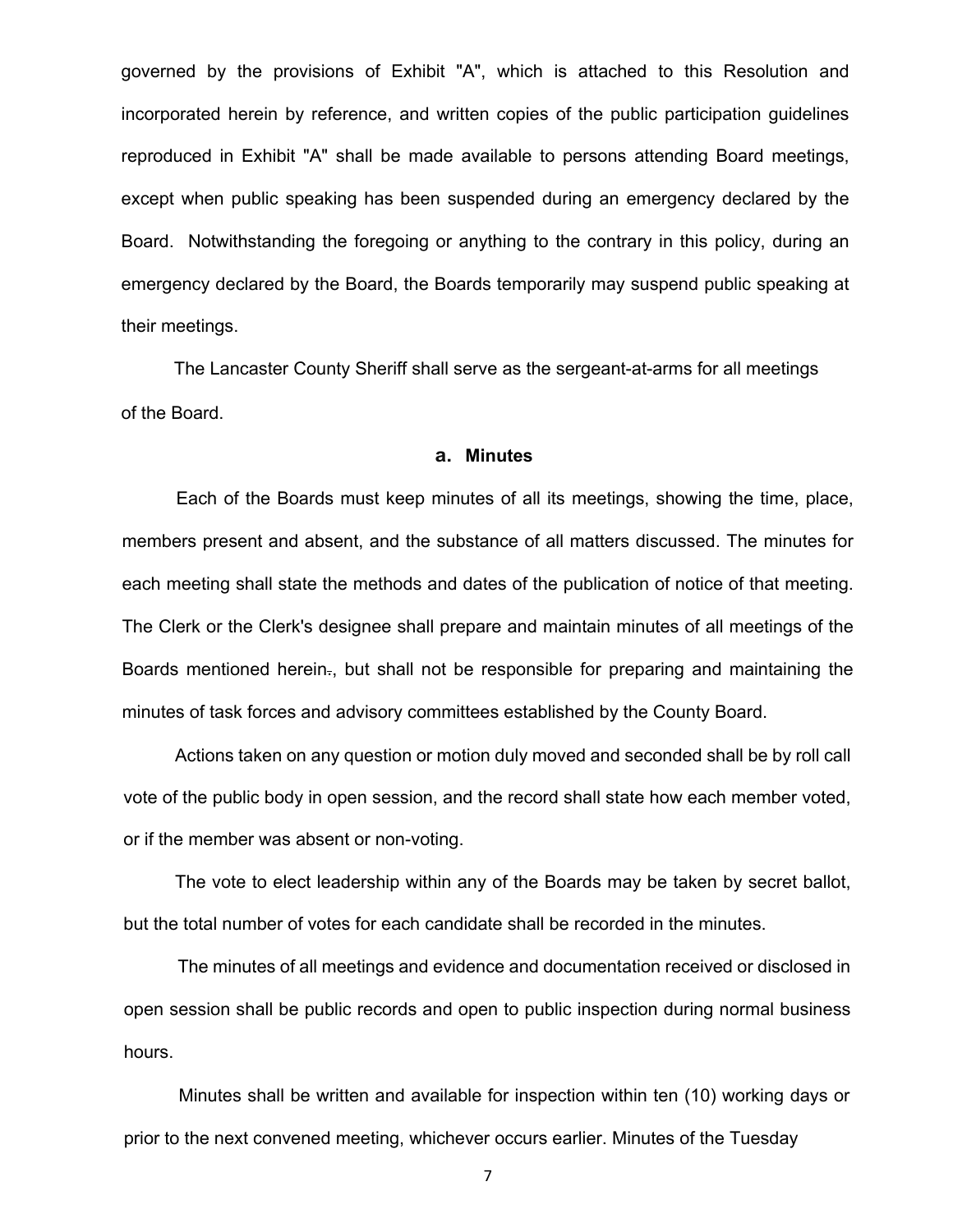governed by the provisions of Exhibit "A", which is attached to this Resolution and incorporated herein by reference, and written copies of the public participation guidelines reproduced in Exhibit "A" shall be made available to persons attending Board meetings, except when public speaking has been suspended during an emergency declared by the Board. Notwithstanding the foregoing or anything to the contrary in this policy, during an emergency declared by the Board, the Boards temporarily may suspend public speaking at their meetings.

The Lancaster County Sheriff shall serve as the sergeant-at-arms for all meetings of the Board.

### a. Minutes

Each of the Boards must keep minutes of all its meetings, showing the time, place, members present and absent, and the substance of all matters discussed. The minutes for each meeting shall state the methods and dates of the publication of notice of that meeting. The Clerk or the Clerk's designee shall prepare and maintain minutes of all meetings of the Boards mentioned herein., but shall not be responsible for preparing and maintaining the minutes of task forces and advisory committees established by the County Board.

Actions taken on any question or motion duly moved and seconded shall be by roll call vote of the public body in open session, and the record shall state how each member voted, or if the member was absent or non-voting.

The vote to elect leadership within any of the Boards may be taken by secret ballot, but the total number of votes for each candidate shall be recorded in the minutes.

The minutes of all meetings and evidence and documentation received or disclosed in open session shall be public records and open to public inspection during normal business hours.

Minutes shall be written and available for inspection within ten (10) working days or prior to the next convened meeting, whichever occurs earlier. Minutes of the Tuesday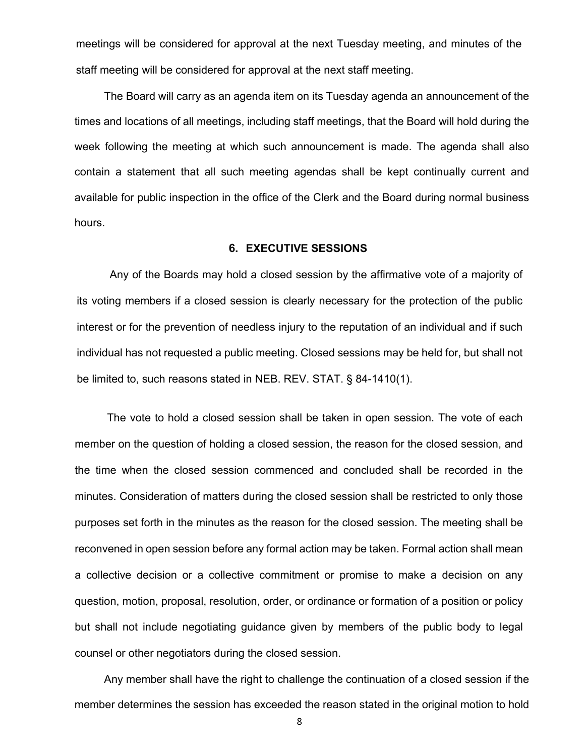meetings will be considered for approval at the next Tuesday meeting, and minutes of the staff meeting will be considered for approval at the next staff meeting.

The Board will carry as an agenda item on its Tuesday agenda an announcement of the times and locations of all meetings, including staff meetings, that the Board will hold during the week following the meeting at which such announcement is made. The agenda shall also contain a statement that all such meeting agendas shall be kept continually current and available for public inspection in the office of the Clerk and the Board during normal business hours.

## 6. EXECUTIVE SESSIONS

Any of the Boards may hold a closed session by the affirmative vote of a majority of its voting members if a closed session is clearly necessary for the protection of the public interest or for the prevention of needless injury to the reputation of an individual and if such individual has not requested a public meeting. Closed sessions may be held for, but shall not be limited to, such reasons stated in NEB. REV. STAT. § 84-1410(1).

The vote to hold a closed session shall be taken in open session. The vote of each member on the question of holding a closed session, the reason for the closed session, and the time when the closed session commenced and concluded shall be recorded in the minutes. Consideration of matters during the closed session shall be restricted to only those purposes set forth in the minutes as the reason for the closed session. The meeting shall be reconvened in open session before any formal action may be taken. Formal action shall mean a collective decision or a collective commitment or promise to make a decision on any question, motion, proposal, resolution, order, or ordinance or formation of a position or policy but shall not include negotiating guidance given by members of the public body to legal counsel or other negotiators during the closed session.

Any member shall have the right to challenge the continuation of a closed session if the member determines the session has exceeded the reason stated in the original motion to hold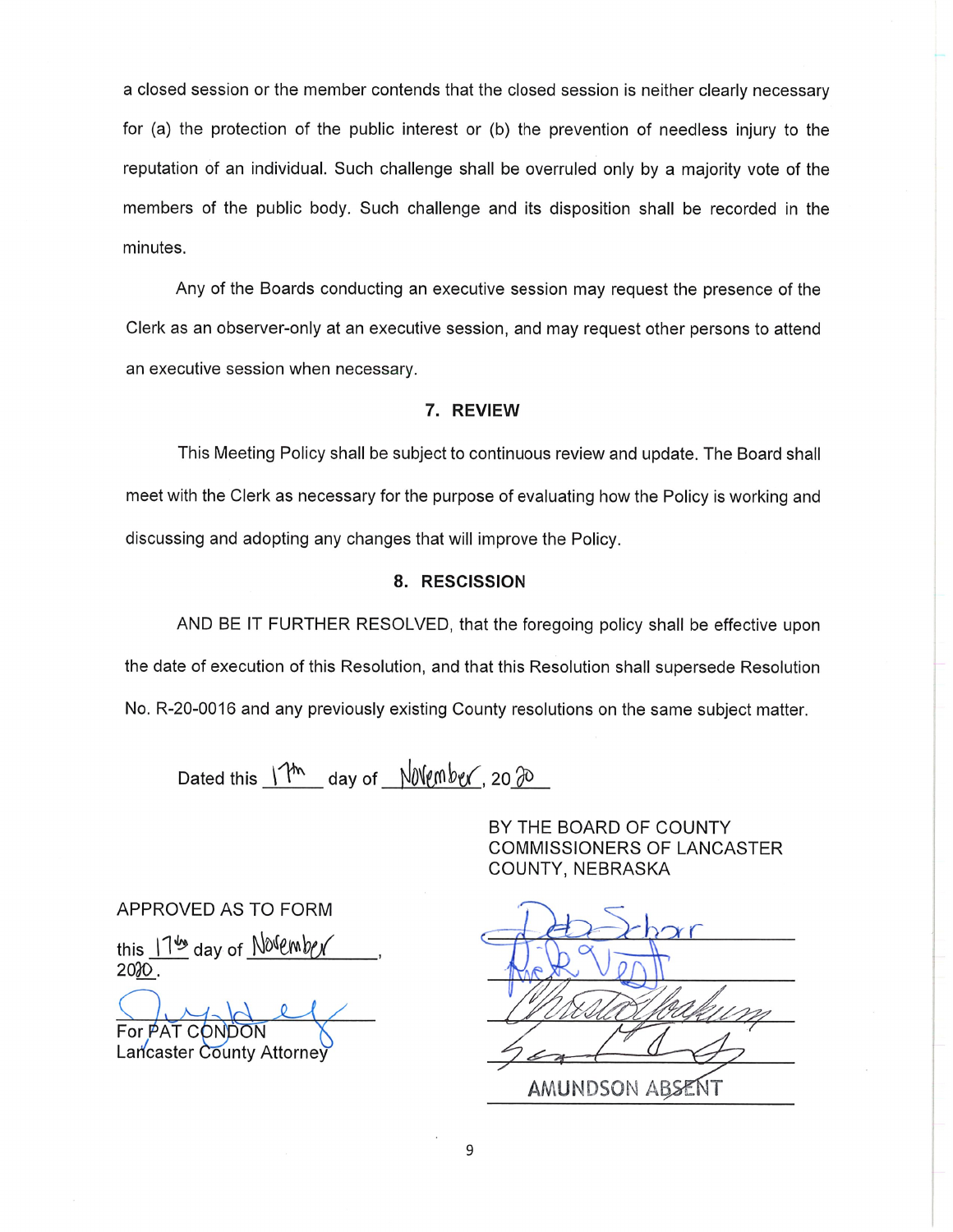a closed session or the member contends that the closed session is neither clearly necessary for (a) the protection of the public interest or (b) the prevention of needless injury to the reputation of an individual. Such challenge shall be overruled only by a majority vote of the members of the public body. Such challenge and its disposition shall be recorded in the minutes.

Any of the Boards conducting an executive session may request the presence of the Clerk as an observer-only at an executive session, and may request other persons to attend an executive session when necessary.

## 7. REVIEW

This Meeting Policy shall be subject to continuous review and update. The Board shall meet with the Clerk as necessary for the purpose of evaluating how the Policy is working and discussing and adopting any changes that will improve the Policy.

## 8. RESCISSION

AND BE IT FURTHER RESOLVED, that the foregoing policy shall be effective upon the date of execution of this Resolution, and that this Resolution shall supersede Resolution No. R-20-0016 and any previously existing County resolutions on the same subject matter.

Dated this 17th day of November, 2020

BY THE BOARD OF COUNTY COMMISSIONERS OF LANCASTER COUNTY, NEBRASKA

APPROVED AS TO FORM

this 17th day of November, 2020.

For PAT CONDON
Lancaster County Attorney

AMUNDSON ABSENT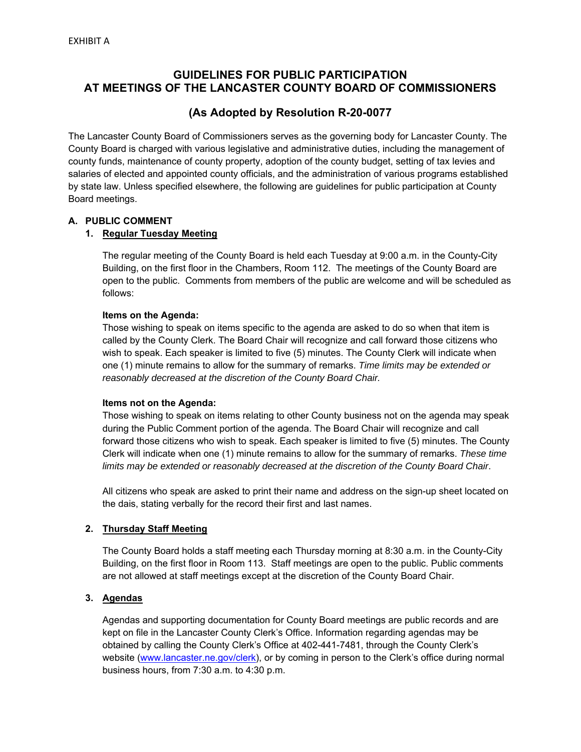EXHIBIT A

# GUIDELINES FOR PUBLIC PARTICIPATION AT MEETINGS OF THE LANCASTER COUNTY BOARD OF COMMISSIONERS

## (As Adopted by Resolution R-20-0077

The Lancaster County Board of Commissioners serves as the governing body for Lancaster County. The County Board is charged with various legislative and administrative duties, including the management of county funds, maintenance of county property, adoption of the county budget, setting of tax levies and salaries of elected and appointed county officials, and the administration of various programs established by state law. Unless specified elsewhere, the following are guidelines for public participation at County Board meetings.

### A. PUBLIC COMMENT

#### 1. Regular Tuesday Meeting

The regular meeting of the County Board is held each Tuesday at 9:00 a.m. in the County-City Building, on the first floor in the Chambers, Room 112. The meetings of the County Board are open to the public. Comments from members of the public are welcome and will be scheduled as follows:

**Items on the Agenda:**
Those wishing to speak on items specific to the agenda are asked to do so when that item is called by the County Clerk. The Board Chair will recognize and call forward those citizens who wish to speak. Each speaker is limited to five (5) minutes. The County Clerk will indicate when one (1) minute remains to allow for the summary of remarks. *Time limits may be extended or reasonably decreased at the discretion of the County Board Chair.*

**Items not on the Agenda:**
Those wishing to speak on items relating to other County business not on the agenda may speak during the Public Comment portion of the agenda. The Board Chair will recognize and call forward those citizens who wish to speak. Each speaker is limited to five (5) minutes. The County Clerk will indicate when one (1) minute remains to allow for the summary of remarks. *These time limits may be extended or reasonably decreased at the discretion of the County Board Chair*.

All citizens who speak are asked to print their name and address on the sign-up sheet located on the dais, stating verbally for the record their first and last names.

#### 2. Thursday Staff Meeting

The County Board holds a staff meeting each Thursday morning at 8:30 a.m. in the County-City Building, on the first floor in Room 113. Staff meetings are open to the public. Public comments are not allowed at staff meetings except at the discretion of the County Board Chair.

#### 3. Agendas

Agendas and supporting documentation for County Board meetings are public records and are kept on file in the Lancaster County Clerk's Office. Information regarding agendas may be obtained by calling the County Clerk's Office at 402-441-7481, through the County Clerk's website (www.lancaster.ne.gov/clerk), or by coming in person to the Clerk's office during normal business hours, from 7:30 a.m. to 4:30 p.m.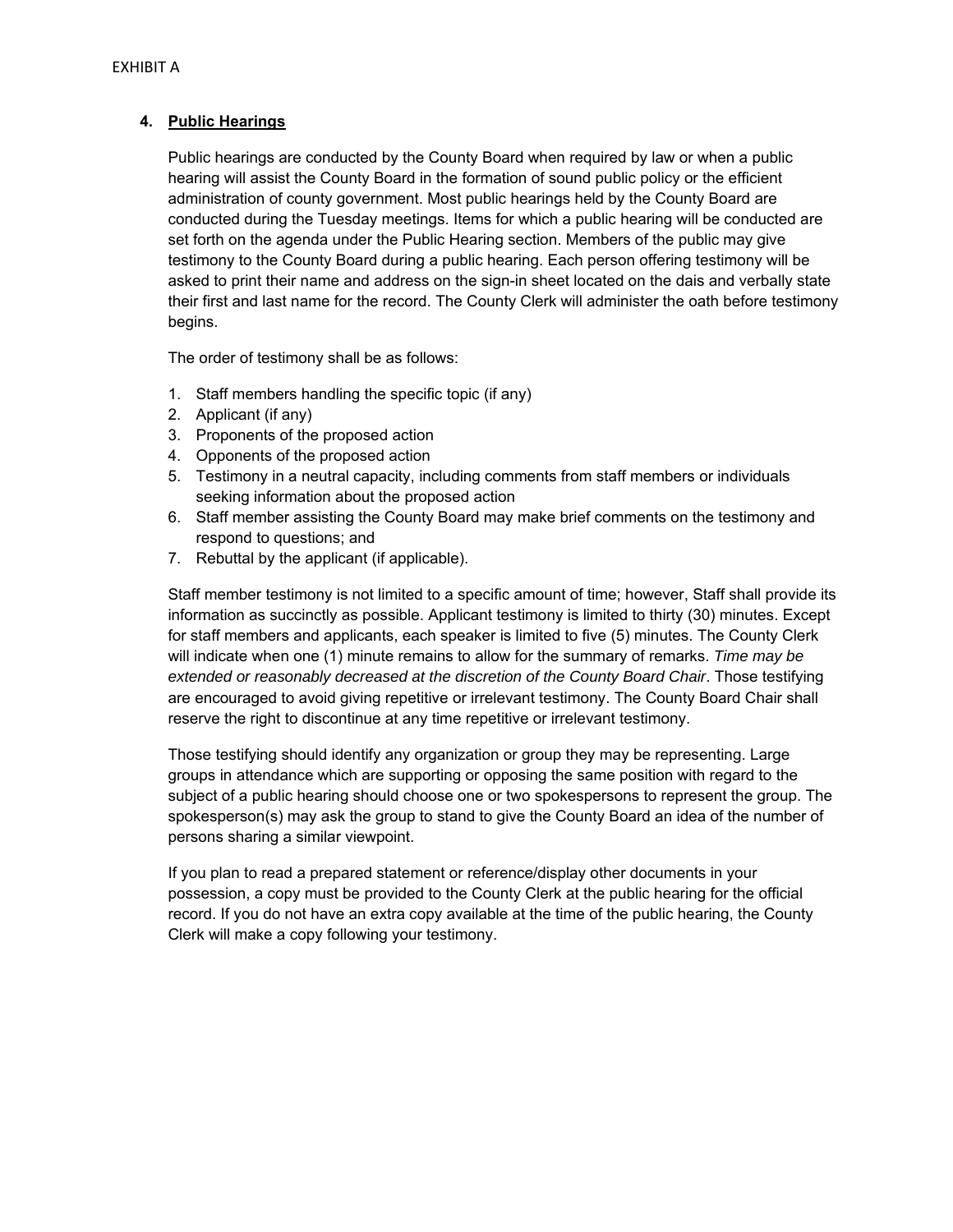EXHIBIT A

## 4. **Public Hearings**

Public hearings are conducted by the County Board when required by law or when a public hearing will assist the County Board in the formation of sound public policy or the efficient administration of county government. Most public hearings held by the County Board are conducted during the Tuesday meetings. Items for which a public hearing will be conducted are set forth on the agenda under the Public Hearing section. Members of the public may give testimony to the County Board during a public hearing. Each person offering testimony will be asked to print their name and address on the sign-in sheet located on the dais and verbally state their first and last name for the record. The County Clerk will administer the oath before testimony begins.

The order of testimony shall be as follows:

1. Staff members handling the specific topic (if any)
2. Applicant (if any)
3. Proponents of the proposed action
4. Opponents of the proposed action
5. Testimony in a neutral capacity, including comments from staff members or individuals seeking information about the proposed action
6. Staff member assisting the County Board may make brief comments on the testimony and respond to questions; and
7. Rebuttal by the applicant (if applicable).

Staff member testimony is not limited to a specific amount of time; however, Staff shall provide its information as succinctly as possible. Applicant testimony is limited to thirty (30) minutes. Except for staff members and applicants, each speaker is limited to five (5) minutes. The County Clerk will indicate when one (1) minute remains to allow for the summary of remarks. *Time may be extended or reasonably decreased at the discretion of the County Board Chair*. Those testifying are encouraged to avoid giving repetitive or irrelevant testimony. The County Board Chair shall reserve the right to discontinue at any time repetitive or irrelevant testimony.

Those testifying should identify any organization or group they may be representing. Large groups in attendance which are supporting or opposing the same position with regard to the subject of a public hearing should choose one or two spokespersons to represent the group. The spokesperson(s) may ask the group to stand to give the County Board an idea of the number of persons sharing a similar viewpoint.

If you plan to read a prepared statement or reference/display other documents in your possession, a copy must be provided to the County Clerk at the public hearing for the official record. If you do not have an extra copy available at the time of the public hearing, the County Clerk will make a copy following your testimony.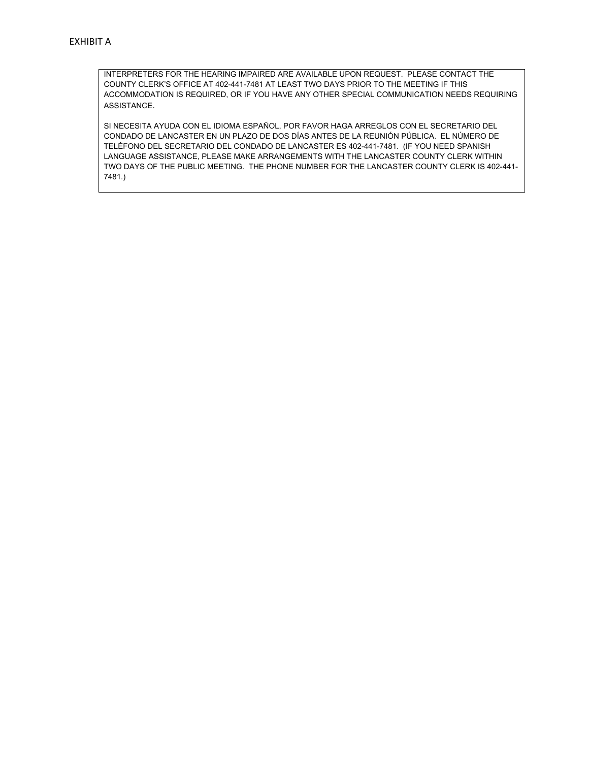EXHIBIT A

INTERPRETERS FOR THE HEARING IMPAIRED ARE AVAILABLE UPON REQUEST. PLEASE CONTACT THE COUNTY CLERK'S OFFICE AT 402-441-7481 AT LEAST TWO DAYS PRIOR TO THE MEETING IF THIS ACCOMMODATION IS REQUIRED, OR IF YOU HAVE ANY OTHER SPECIAL COMMUNICATION NEEDS REQUIRING ASSISTANCE.

SI NECESITA AYUDA CON EL IDIOMA ESPAÑOL, POR FAVOR HAGA ARREGLOS CON EL SECRETARIO DEL CONDADO DE LANCASTER EN UN PLAZO DE DOS DÍAS ANTES DE LA REUNIÓN PÚBLICA. EL NÚMERO DE TELÉFONO DEL SECRETARIO DEL CONDADO DE LANCASTER ES 402-441-7481. (IF YOU NEED SPANISH LANGUAGE ASSISTANCE, PLEASE MAKE ARRANGEMENTS WITH THE LANCASTER COUNTY CLERK WITHIN TWO DAYS OF THE PUBLIC MEETING. THE PHONE NUMBER FOR THE LANCASTER COUNTY CLERK IS 402-441-7481.)